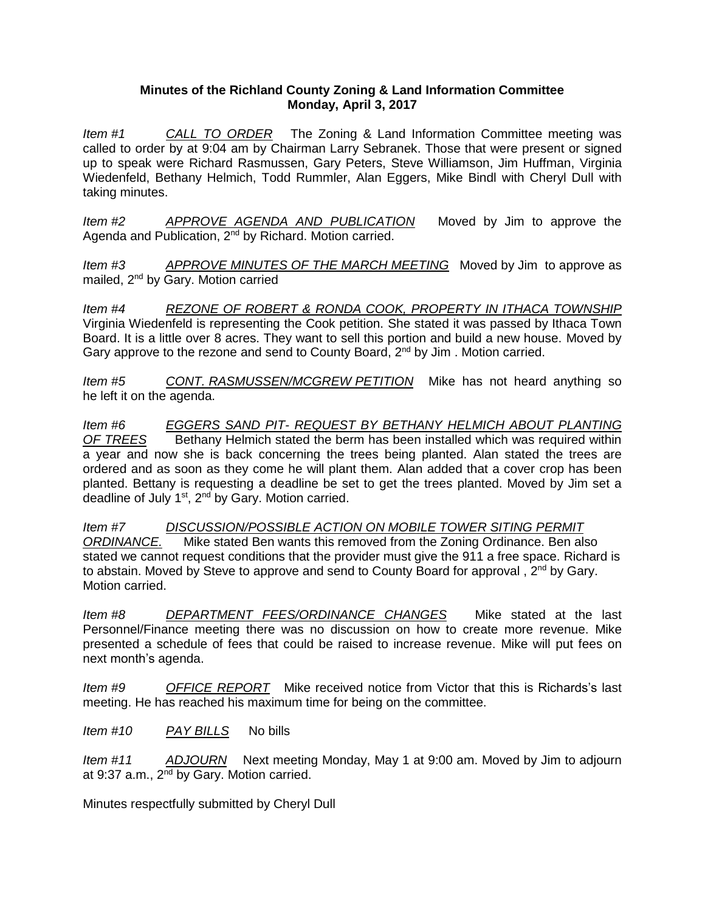**Minutes of the Richland County Zoning & Land Information Committee**
**Monday, April 3, 2017**

*Item #1* *CALL TO ORDER* The Zoning & Land Information Committee meeting was called to order by at 9:04 am by Chairman Larry Sebranek. Those that were present or signed up to speak were Richard Rasmussen, Gary Peters, Steve Williamson, Jim Huffman, Virginia Wiedenfeld, Bethany Helmich, Todd Rummler, Alan Eggers, Mike Bindl with Cheryl Dull with taking minutes.

*Item #2* *APPROVE AGENDA AND PUBLICATION* Moved by Jim to approve the Agenda and Publication, 2nd by Richard. Motion carried.

*Item #3* *APPROVE MINUTES OF THE MARCH MEETING* Moved by Jim to approve as mailed, 2nd by Gary. Motion carried

*Item #4* *REZONE OF ROBERT & RONDA COOK, PROPERTY IN ITHACA TOWNSHIP* Virginia Wiedenfeld is representing the Cook petition. She stated it was passed by Ithaca Town Board. It is a little over 8 acres. They want to sell this portion and build a new house. Moved by Gary approve to the rezone and send to County Board, 2nd by Jim . Motion carried.

*Item #5* *CONT. RASMUSSEN/MCGREW PETITION* Mike has not heard anything so he left it on the agenda.

*Item #6* *EGGERS SAND PIT- REQUEST BY BETHANY HELMICH ABOUT PLANTING OF TREES* Bethany Helmich stated the berm has been installed which was required within a year and now she is back concerning the trees being planted. Alan stated the trees are ordered and as soon as they come he will plant them. Alan added that a cover crop has been planted. Bettany is requesting a deadline be set to get the trees planted. Moved by Jim set a deadline of July 1st, 2nd by Gary. Motion carried.

*Item #7* *DISCUSSION/POSSIBLE ACTION ON MOBILE TOWER SITING PERMIT ORDINANCE.* Mike stated Ben wants this removed from the Zoning Ordinance. Ben also stated we cannot request conditions that the provider must give the 911 a free space. Richard is to abstain. Moved by Steve to approve and send to County Board for approval , 2nd by Gary. Motion carried.

*Item #8* *DEPARTMENT FEES/ORDINANCE CHANGES* Mike stated at the last Personnel/Finance meeting there was no discussion on how to create more revenue. Mike presented a schedule of fees that could be raised to increase revenue. Mike will put fees on next month's agenda.

*Item #9* *OFFICE REPORT* Mike received notice from Victor that this is Richards's last meeting. He has reached his maximum time for being on the committee.

*Item #10* *PAY BILLS* No bills

*Item #11* *ADJOURN* Next meeting Monday, May 1 at 9:00 am. Moved by Jim to adjourn at 9:37 a.m., 2nd by Gary. Motion carried.

Minutes respectfully submitted by Cheryl Dull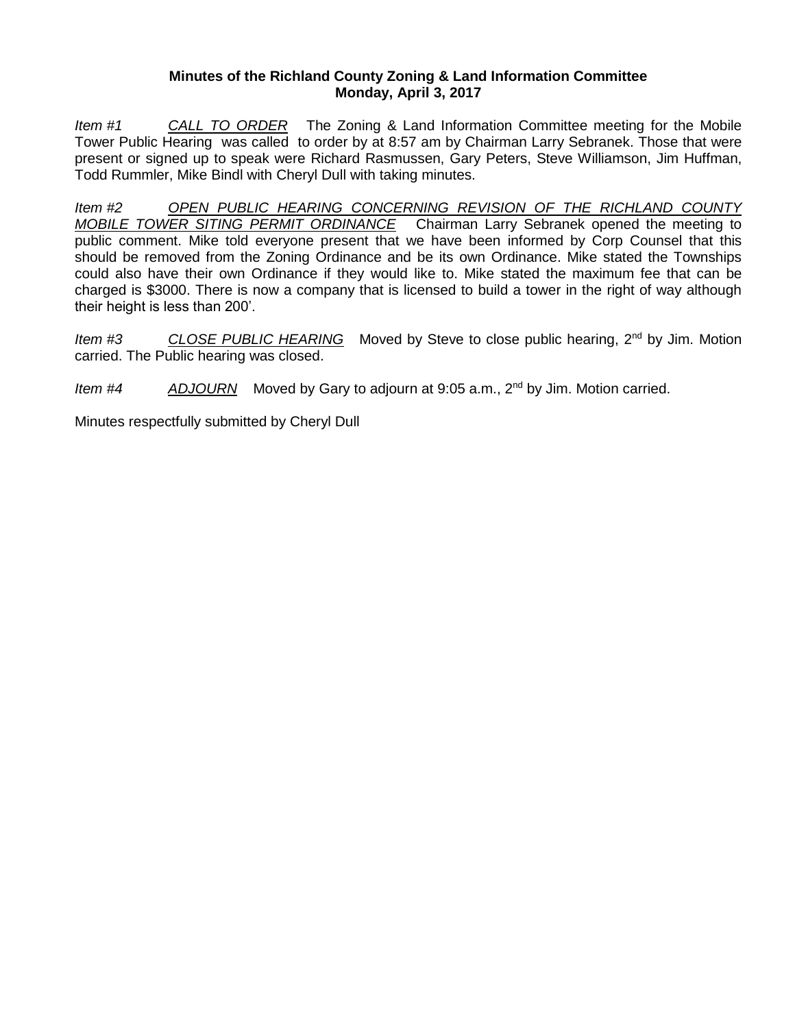**Minutes of the Richland County Zoning & Land Information Committee**
**Monday, April 3, 2017**

*Item #1* *CALL TO ORDER* The Zoning & Land Information Committee meeting for the Mobile Tower Public Hearing was called to order by at 8:57 am by Chairman Larry Sebranek. Those that were present or signed up to speak were Richard Rasmussen, Gary Peters, Steve Williamson, Jim Huffman, Todd Rummler, Mike Bindl with Cheryl Dull with taking minutes.

*Item #2* *OPEN PUBLIC HEARING CONCERNING REVISION OF THE RICHLAND COUNTY MOBILE TOWER SITING PERMIT ORDINANCE* Chairman Larry Sebranek opened the meeting to public comment. Mike told everyone present that we have been informed by Corp Counsel that this should be removed from the Zoning Ordinance and be its own Ordinance. Mike stated the Townships could also have their own Ordinance if they would like to. Mike stated the maximum fee that can be charged is $3000. There is now a company that is licensed to build a tower in the right of way although their height is less than 200'.

*Item #3* *CLOSE PUBLIC HEARING* Moved by Steve to close public hearing, 2nd by Jim. Motion carried. The Public hearing was closed.

*Item #4* *ADJOURN* Moved by Gary to adjourn at 9:05 a.m., 2nd by Jim. Motion carried.

Minutes respectfully submitted by Cheryl Dull